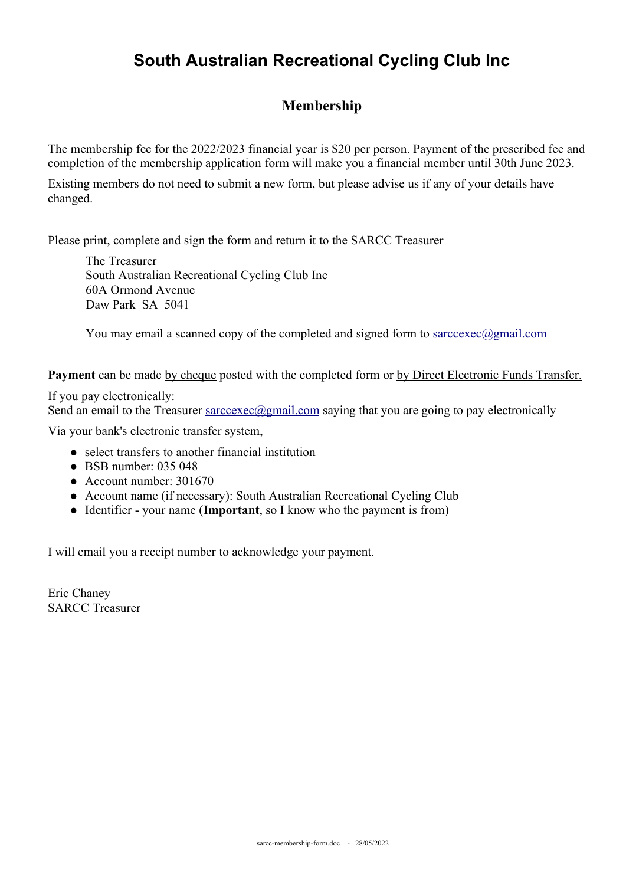# South Australian Recreational Cycling Club Inc

## Membership

The membership fee for the 2022/2023 financial year is $20 per person. Payment of the prescribed fee and completion of the membership application form will make you a financial member until 30th June 2023.

Existing members do not need to submit a new form, but please advise us if any of your details have changed.

Please print, complete and sign the form and return it to the SARCC Treasurer

> The Treasurer
> South Australian Recreational Cycling Club Inc
> 60A Ormond Avenue
> Daw Park  SA  5041
>
> You may email a scanned copy of the completed and signed form to sarccexec@gmail.com

**Payment** can be made by cheque posted with the completed form or by Direct Electronic Funds Transfer.

If you pay electronically:
Send an email to the Treasurer sarccexec@gmail.com saying that you are going to pay electronically

Via your bank's electronic transfer system,

- select transfers to another financial institution
- BSB number: 035 048
- Account number: 301670
- Account name (if necessary): South Australian Recreational Cycling Club
- Identifier - your name (**Important**, so I know who the payment is from)

I will email you a receipt number to acknowledge your payment.

Eric Chaney
SARCC Treasurer

sarcc-membership-form.doc - 28/05/2022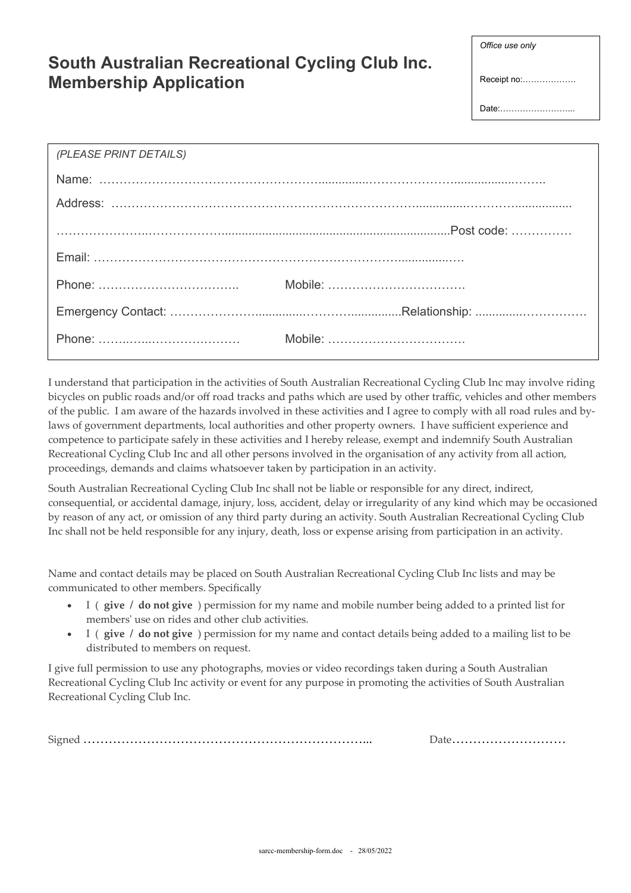# South Australian Recreational Cycling Club Inc. Membership Application

*Office use only*

Receipt no:……………….

Date:……………………...

*(PLEASE PRINT DETAILS)*

Name: ………………………………………………..............……………………................……..

Address: ……………………………………………………………………..............…………................

……………………..………………….....................................................................Post code: ……………

Email: ……………………………………………………………………...............….

Phone: …………………………….. Mobile: …………………………….

Emergency Contact: ……………………............………………...............Relationship: .............…………….

Phone: ……..…...……………….………… Mobile: …………………………….

I understand that participation in the activities of South Australian Recreational Cycling Club Inc may involve riding bicycles on public roads and/or off road tracks and paths which are used by other traffic, vehicles and other members of the public. I am aware of the hazards involved in these activities and I agree to comply with all road rules and by-laws of government departments, local authorities and other property owners. I have sufficient experience and competence to participate safely in these activities and I hereby release, exempt and indemnify South Australian Recreational Cycling Club Inc and all other persons involved in the organisation of any activity from all action, proceedings, demands and claims whatsoever taken by participation in an activity.

South Australian Recreational Cycling Club Inc shall not be liable or responsible for any direct, indirect, consequential, or accidental damage, injury, loss, accident, delay or irregularity of any kind which may be occasioned by reason of any act, or omission of any third party during an activity. South Australian Recreational Cycling Club Inc shall not be held responsible for any injury, death, loss or expense arising from participation in an activity.

Name and contact details may be placed on South Australian Recreational Cycling Club Inc lists and may be communicated to other members. Specifically

- I ( **give / do not give** ) permission for my name and mobile number being added to a printed list for members' use on rides and other club activities.
- I ( **give / do not give** ) permission for my name and contact details being added to a mailing list to be distributed to members on request.

I give full permission to use any photographs, movies or video recordings taken during a South Australian Recreational Cycling Club Inc activity or event for any purpose in promoting the activities of South Australian Recreational Cycling Club Inc.

Signed ……………………………………………………………... Date………………………

sarcc-membership-form.doc - 28/05/2022